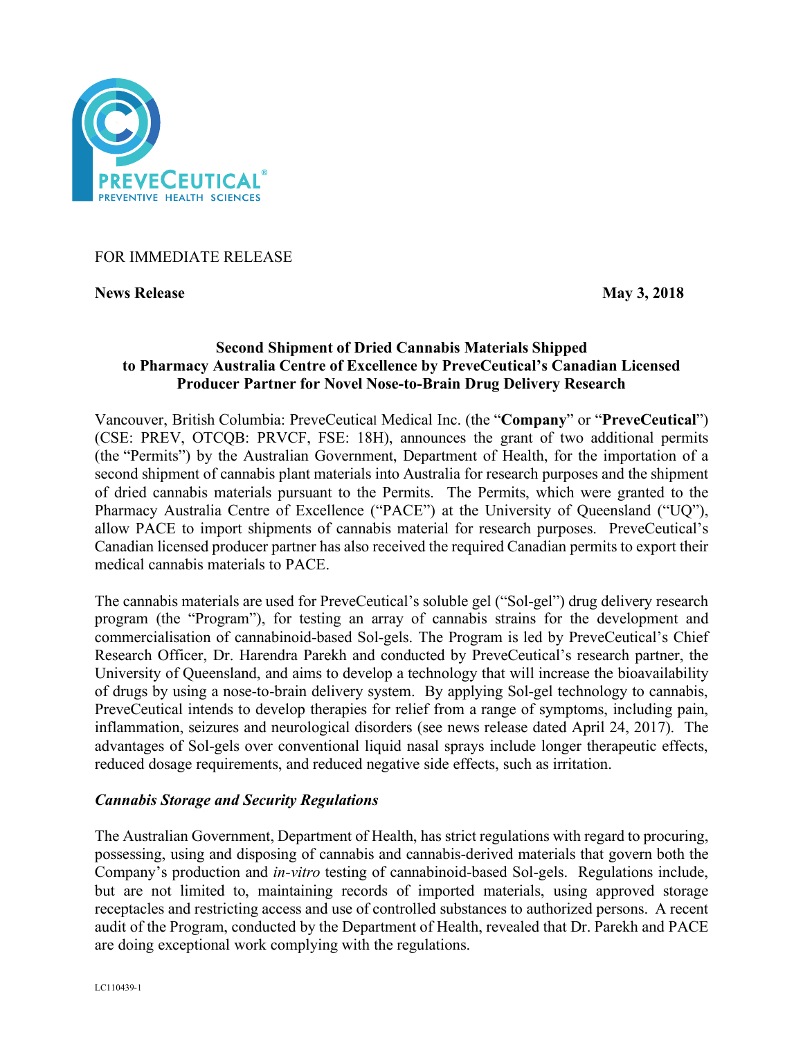FOR IMMEDIATE RELEASE

**News Release** **May 3, 2018**

## Second Shipment of Dried Cannabis Materials Shipped to Pharmacy Australia Centre of Excellence by PreveCeutical's Canadian Licensed Producer Partner for Novel Nose-to-Brain Drug Delivery Research

Vancouver, British Columbia: PreveCeutical Medical Inc. (the "**Company**" or "**PreveCeutical**") (CSE: PREV, OTCQB: PRVCF, FSE: 18H), announces the grant of two additional permits (the "Permits") by the Australian Government, Department of Health, for the importation of a second shipment of cannabis plant materials into Australia for research purposes and the shipment of dried cannabis materials pursuant to the Permits. The Permits, which were granted to the Pharmacy Australia Centre of Excellence ("PACE") at the University of Queensland ("UQ"), allow PACE to import shipments of cannabis material for research purposes. PreveCeutical's Canadian licensed producer partner has also received the required Canadian permits to export their medical cannabis materials to PACE.

The cannabis materials are used for PreveCeutical's soluble gel ("Sol-gel") drug delivery research program (the "Program"), for testing an array of cannabis strains for the development and commercialisation of cannabinoid-based Sol-gels. The Program is led by PreveCeutical's Chief Research Officer, Dr. Harendra Parekh and conducted by PreveCeutical's research partner, the University of Queensland, and aims to develop a technology that will increase the bioavailability of drugs by using a nose-to-brain delivery system. By applying Sol-gel technology to cannabis, PreveCeutical intends to develop therapies for relief from a range of symptoms, including pain, inflammation, seizures and neurological disorders (see news release dated April 24, 2017). The advantages of Sol-gels over conventional liquid nasal sprays include longer therapeutic effects, reduced dosage requirements, and reduced negative side effects, such as irritation.

### *Cannabis Storage and Security Regulations*

The Australian Government, Department of Health, has strict regulations with regard to procuring, possessing, using and disposing of cannabis and cannabis-derived materials that govern both the Company's production and *in-vitro* testing of cannabinoid-based Sol-gels. Regulations include, but are not limited to, maintaining records of imported materials, using approved storage receptacles and restricting access and use of controlled substances to authorized persons. A recent audit of the Program, conducted by the Department of Health, revealed that Dr. Parekh and PACE are doing exceptional work complying with the regulations.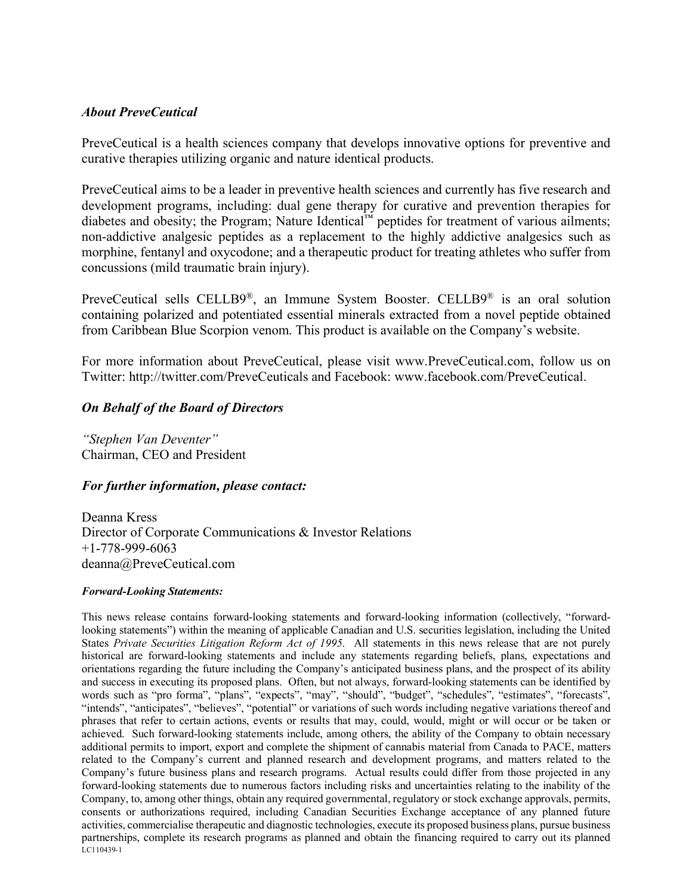### *About PreveCeutical*

PreveCeutical is a health sciences company that develops innovative options for preventive and curative therapies utilizing organic and nature identical products.

PreveCeutical aims to be a leader in preventive health sciences and currently has five research and development programs, including: dual gene therapy for curative and prevention therapies for diabetes and obesity; the Program; Nature Identical™ peptides for treatment of various ailments; non-addictive analgesic peptides as a replacement to the highly addictive analgesics such as morphine, fentanyl and oxycodone; and a therapeutic product for treating athletes who suffer from concussions (mild traumatic brain injury).

PreveCeutical sells CELLB9®, an Immune System Booster. CELLB9® is an oral solution containing polarized and potentiated essential minerals extracted from a novel peptide obtained from Caribbean Blue Scorpion venom. This product is available on the Company's website.

For more information about PreveCeutical, please visit www.PreveCeutical.com, follow us on Twitter: http://twitter.com/PreveCeuticals and Facebook: www.facebook.com/PreveCeutical.

### *On Behalf of the Board of Directors*

*"Stephen Van Deventer"*
Chairman, CEO and President

### *For further information, please contact:*

Deanna Kress
Director of Corporate Communications & Investor Relations
+1-778-999-6063
deanna@PreveCeutical.com

***Forward-Looking Statements:***

This news release contains forward-looking statements and forward-looking information (collectively, "forward-looking statements") within the meaning of applicable Canadian and U.S. securities legislation, including the United States *Private Securities Litigation Reform Act of 1995*. All statements in this news release that are not purely historical are forward-looking statements and include any statements regarding beliefs, plans, expectations and orientations regarding the future including the Company's anticipated business plans, and the prospect of its ability and success in executing its proposed plans. Often, but not always, forward-looking statements can be identified by words such as "pro forma", "plans", "expects", "may", "should", "budget", "schedules", "estimates", "forecasts", "intends", "anticipates", "believes", "potential" or variations of such words including negative variations thereof and phrases that refer to certain actions, events or results that may, could, would, might or will occur or be taken or achieved. Such forward-looking statements include, among others, the ability of the Company to obtain necessary additional permits to import, export and complete the shipment of cannabis material from Canada to PACE, matters related to the Company's current and planned research and development programs, and matters related to the Company's future business plans and research programs. Actual results could differ from those projected in any forward-looking statements due to numerous factors including risks and uncertainties relating to the inability of the Company, to, among other things, obtain any required governmental, regulatory or stock exchange approvals, permits, consents or authorizations required, including Canadian Securities Exchange acceptance of any planned future activities, commercialise therapeutic and diagnostic technologies, execute its proposed business plans, pursue business partnerships, complete its research programs as planned and obtain the financing required to carry out its planned

LC110439-1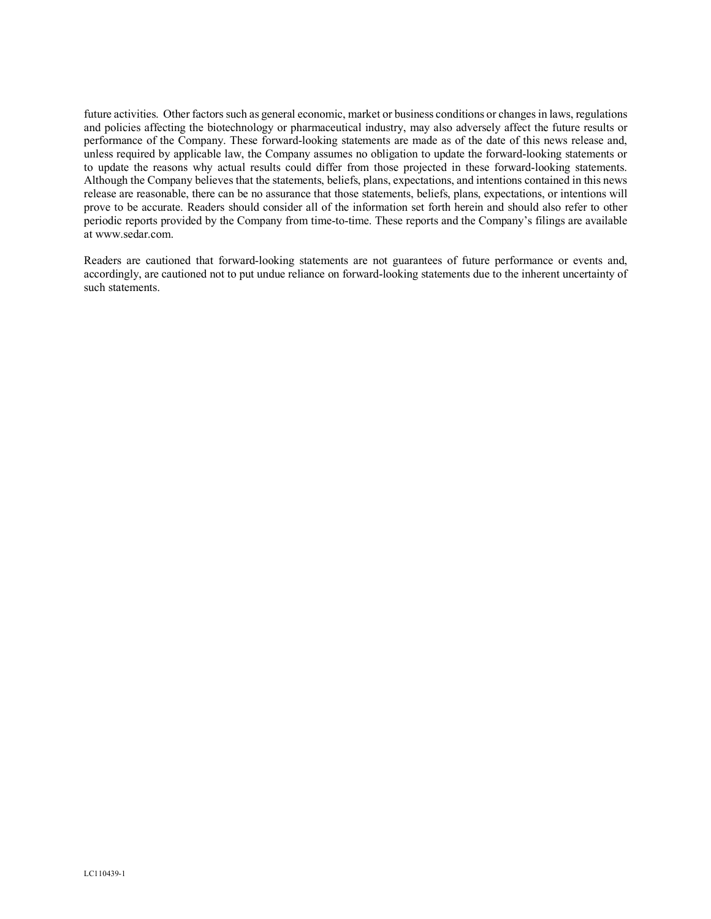future activities. Other factors such as general economic, market or business conditions or changes in laws, regulations and policies affecting the biotechnology or pharmaceutical industry, may also adversely affect the future results or performance of the Company. These forward-looking statements are made as of the date of this news release and, unless required by applicable law, the Company assumes no obligation to update the forward-looking statements or to update the reasons why actual results could differ from those projected in these forward-looking statements. Although the Company believes that the statements, beliefs, plans, expectations, and intentions contained in this news release are reasonable, there can be no assurance that those statements, beliefs, plans, expectations, or intentions will prove to be accurate. Readers should consider all of the information set forth herein and should also refer to other periodic reports provided by the Company from time-to-time. These reports and the Company's filings are available at www.sedar.com.

Readers are cautioned that forward-looking statements are not guarantees of future performance or events and, accordingly, are cautioned not to put undue reliance on forward-looking statements due to the inherent uncertainty of such statements.

LC110439-1